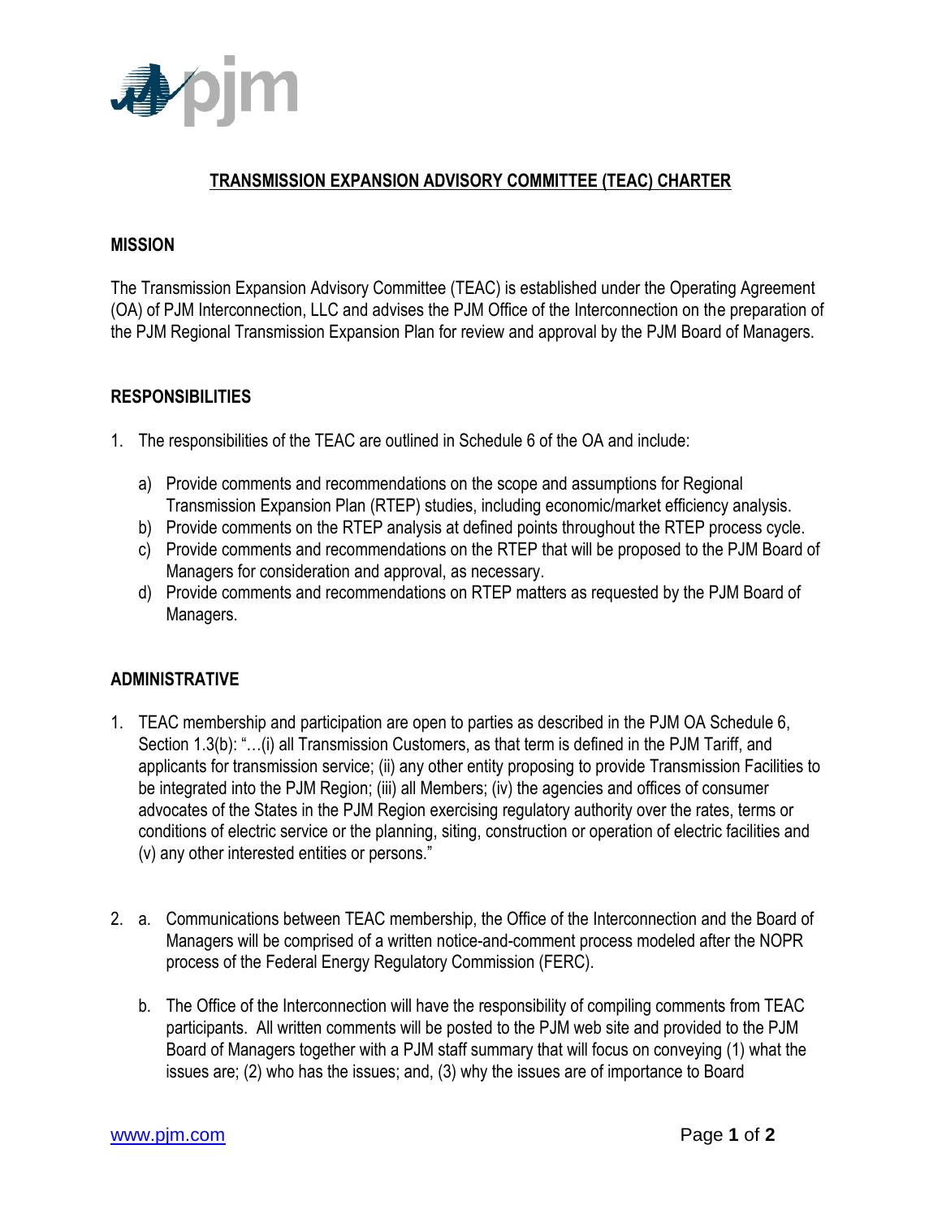# TRANSMISSION EXPANSION ADVISORY COMMITTEE (TEAC) CHARTER

## MISSION

The Transmission Expansion Advisory Committee (TEAC) is established under the Operating Agreement (OA) of PJM Interconnection, LLC and advises the PJM Office of the Interconnection on the preparation of the PJM Regional Transmission Expansion Plan for review and approval by the PJM Board of Managers.

## RESPONSIBILITIES

1. The responsibilities of the TEAC are outlined in Schedule 6 of the OA and include:
   a) Provide comments and recommendations on the scope and assumptions for Regional Transmission Expansion Plan (RTEP) studies, including economic/market efficiency analysis.
   b) Provide comments on the RTEP analysis at defined points throughout the RTEP process cycle.
   c) Provide comments and recommendations on the RTEP that will be proposed to the PJM Board of Managers for consideration and approval, as necessary.
   d) Provide comments and recommendations on RTEP matters as requested by the PJM Board of Managers.

## ADMINISTRATIVE

1. TEAC membership and participation are open to parties as described in the PJM OA Schedule 6, Section 1.3(b): "…(i) all Transmission Customers, as that term is defined in the PJM Tariff, and applicants for transmission service; (ii) any other entity proposing to provide Transmission Facilities to be integrated into the PJM Region; (iii) all Members; (iv) the agencies and offices of consumer advocates of the States in the PJM Region exercising regulatory authority over the rates, terms or conditions of electric service or the planning, siting, construction or operation of electric facilities and (v) any other interested entities or persons."

2. a. Communications between TEAC membership, the Office of the Interconnection and the Board of Managers will be comprised of a written notice-and-comment process modeled after the NOPR process of the Federal Energy Regulatory Commission (FERC).

   b. The Office of the Interconnection will have the responsibility of compiling comments from TEAC participants. All written comments will be posted to the PJM web site and provided to the PJM Board of Managers together with a PJM staff summary that will focus on conveying (1) what the issues are; (2) who has the issues; and, (3) why the issues are of importance to Board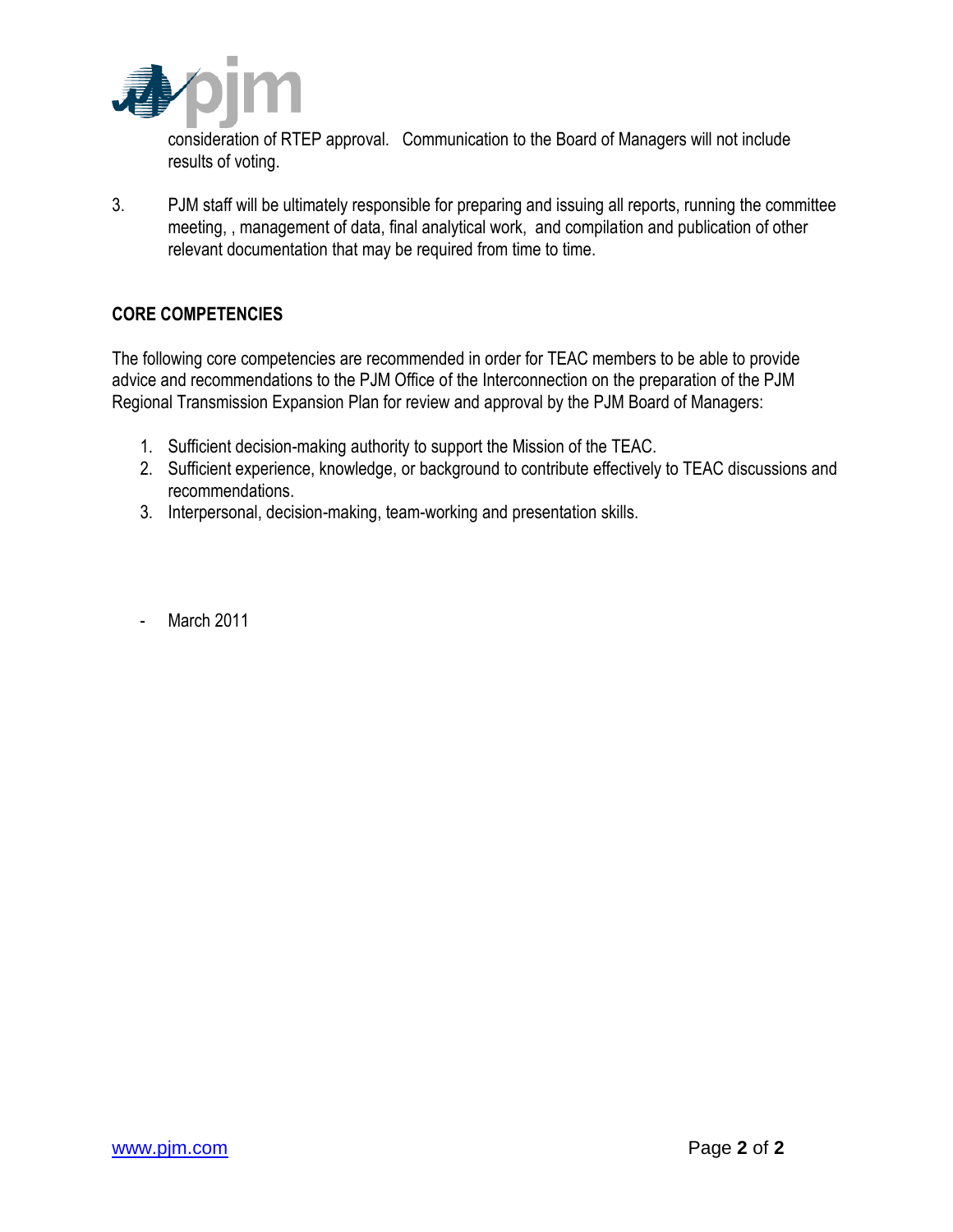consideration of RTEP approval. Communication to the Board of Managers will not include results of voting.

3. PJM staff will be ultimately responsible for preparing and issuing all reports, running the committee meeting, , management of data, final analytical work, and compilation and publication of other relevant documentation that may be required from time to time.

**CORE COMPETENCIES**

The following core competencies are recommended in order for TEAC members to be able to provide advice and recommendations to the PJM Office of the Interconnection on the preparation of the PJM Regional Transmission Expansion Plan for review and approval by the PJM Board of Managers:

1. Sufficient decision-making authority to support the Mission of the TEAC.
2. Sufficient experience, knowledge, or background to contribute effectively to TEAC discussions and recommendations.
3. Interpersonal, decision-making, team-working and presentation skills.

- March 2011